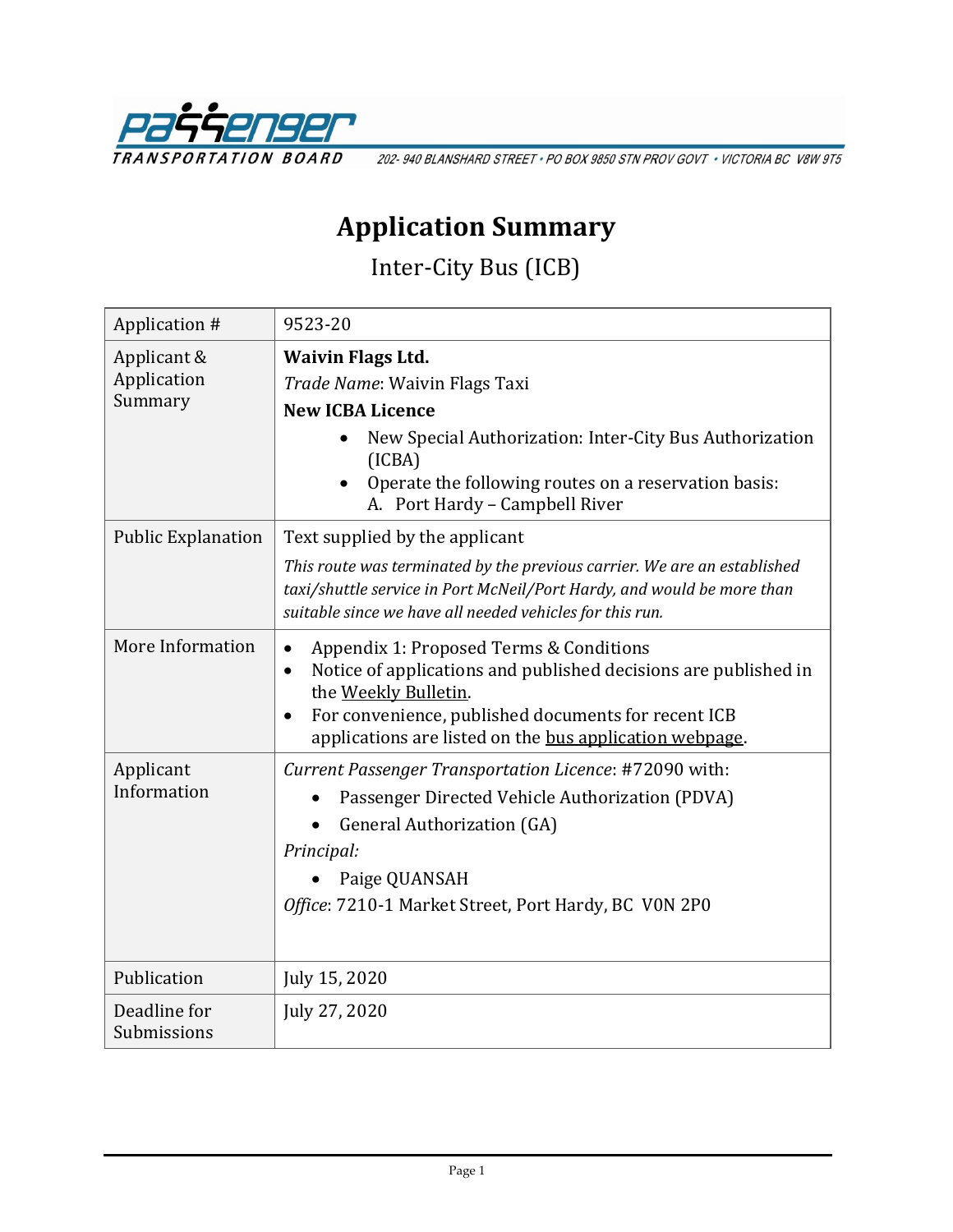PASSENGER TRANSPORTATION BOARD

202- 940 BLANSHARD STREET • PO BOX 9850 STN PROV GOVT • VICTORIA BC V8W 9T5

# Application Summary

## Inter-City Bus (ICB)

| | |
|---|---|
| Application # | 9523-20 |
| Applicant & Application Summary | **Waivin Flags Ltd.**<br>*Trade Name*: Waivin Flags Taxi<br>**New ICBA Licence**<br>• New Special Authorization: Inter-City Bus Authorization (ICBA)<br>• Operate the following routes on a reservation basis:<br>A. Port Hardy – Campbell River |
| Public Explanation | Text supplied by the applicant<br>*This route was terminated by the previous carrier. We are an established taxi/shuttle service in Port McNeil/Port Hardy, and would be more than suitable since we have all needed vehicles for this run.* |
| More Information | • Appendix 1: Proposed Terms & Conditions<br>• Notice of applications and published decisions are published in the Weekly Bulletin.<br>• For convenience, published documents for recent ICB applications are listed on the bus application webpage. |
| Applicant Information | *Current Passenger Transportation Licence*: #72090 with:<br>• Passenger Directed Vehicle Authorization (PDVA)<br>• General Authorization (GA)<br>*Principal:*<br>• Paige QUANSAH<br>*Office*: 7210-1 Market Street, Port Hardy, BC V0N 2P0 |
| Publication | July 15, 2020 |
| Deadline for Submissions | July 27, 2020 |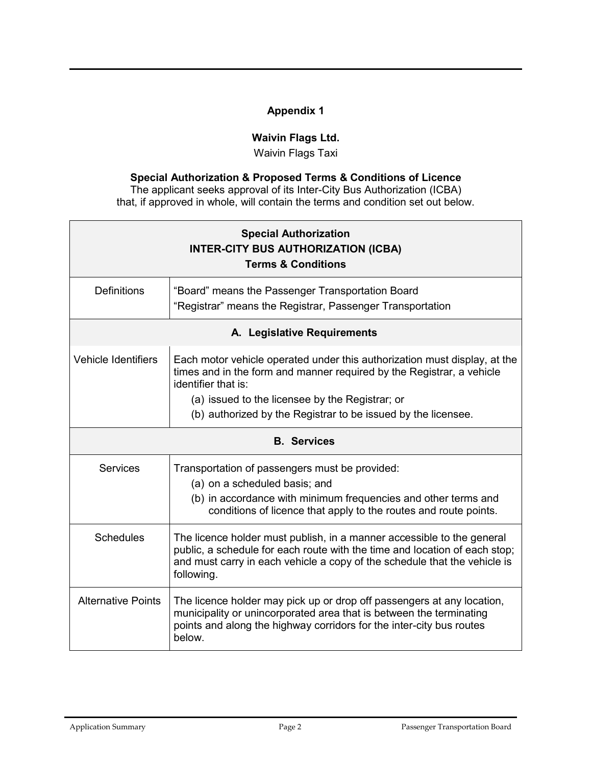## Appendix 1

**Waivin Flags Ltd.**

Waivin Flags Taxi

**Special Authorization & Proposed Terms & Conditions of Licence**

The applicant seeks approval of its Inter-City Bus Authorization (ICBA) that, if approved in whole, will contain the terms and condition set out below.

| **Special Authorization<br>INTER-CITY BUS AUTHORIZATION (ICBA)<br>Terms & Conditions** | |
|---|---|
| Definitions | "Board" means the Passenger Transportation Board<br>"Registrar" means the Registrar, Passenger Transportation |
| **A. Legislative Requirements** | |
| Vehicle Identifiers | Each motor vehicle operated under this authorization must display, at the times and in the form and manner required by the Registrar, a vehicle identifier that is:<br>(a) issued to the licensee by the Registrar; or<br>(b) authorized by the Registrar to be issued by the licensee. |
| **B. Services** | |
| Services | Transportation of passengers must be provided:<br>(a) on a scheduled basis; and<br>(b) in accordance with minimum frequencies and other terms and conditions of licence that apply to the routes and route points. |
| Schedules | The licence holder must publish, in a manner accessible to the general public, a schedule for each route with the time and location of each stop; and must carry in each vehicle a copy of the schedule that the vehicle is following. |
| Alternative Points | The licence holder may pick up or drop off passengers at any location, municipality or unincorporated area that is between the terminating points and along the highway corridors for the inter-city bus routes below. |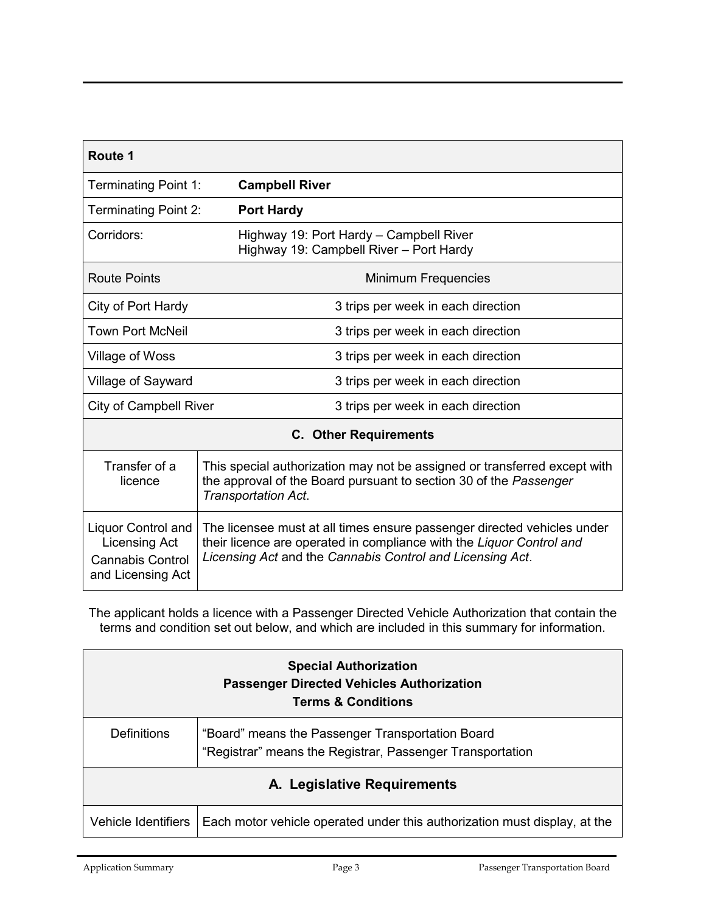| Route 1 | |
|---|---|
| Terminating Point 1: | **Campbell River** |
| Terminating Point 2: | **Port Hardy** |
| Corridors: | Highway 19: Port Hardy – Campbell River<br>Highway 19: Campbell River – Port Hardy |
| Route Points | Minimum Frequencies |
| City of Port Hardy | 3 trips per week in each direction |
| Town Port McNeil | 3 trips per week in each direction |
| Village of Woss | 3 trips per week in each direction |
| Village of Sayward | 3 trips per week in each direction |
| City of Campbell River | 3 trips per week in each direction |

| **C. Other Requirements** | |
|---|---|
| Transfer of a licence | This special authorization may not be assigned or transferred except with the approval of the Board pursuant to section 30 of the *Passenger Transportation Act*. |
| Liquor Control and Licensing Act<br>Cannabis Control and Licensing Act | The licensee must at all times ensure passenger directed vehicles under their licence are operated in compliance with the *Liquor Control and Licensing Act* and the *Cannabis Control and Licensing Act*. |

The applicant holds a licence with a Passenger Directed Vehicle Authorization that contain the terms and condition set out below, and which are included in this summary for information.

| **Special Authorization<br>Passenger Directed Vehicles Authorization<br>Terms & Conditions** | |
|---|---|
| Definitions | "Board" means the Passenger Transportation Board<br>"Registrar" means the Registrar, Passenger Transportation |
| **A. Legislative Requirements** | |
| Vehicle Identifiers | Each motor vehicle operated under this authorization must display, at the |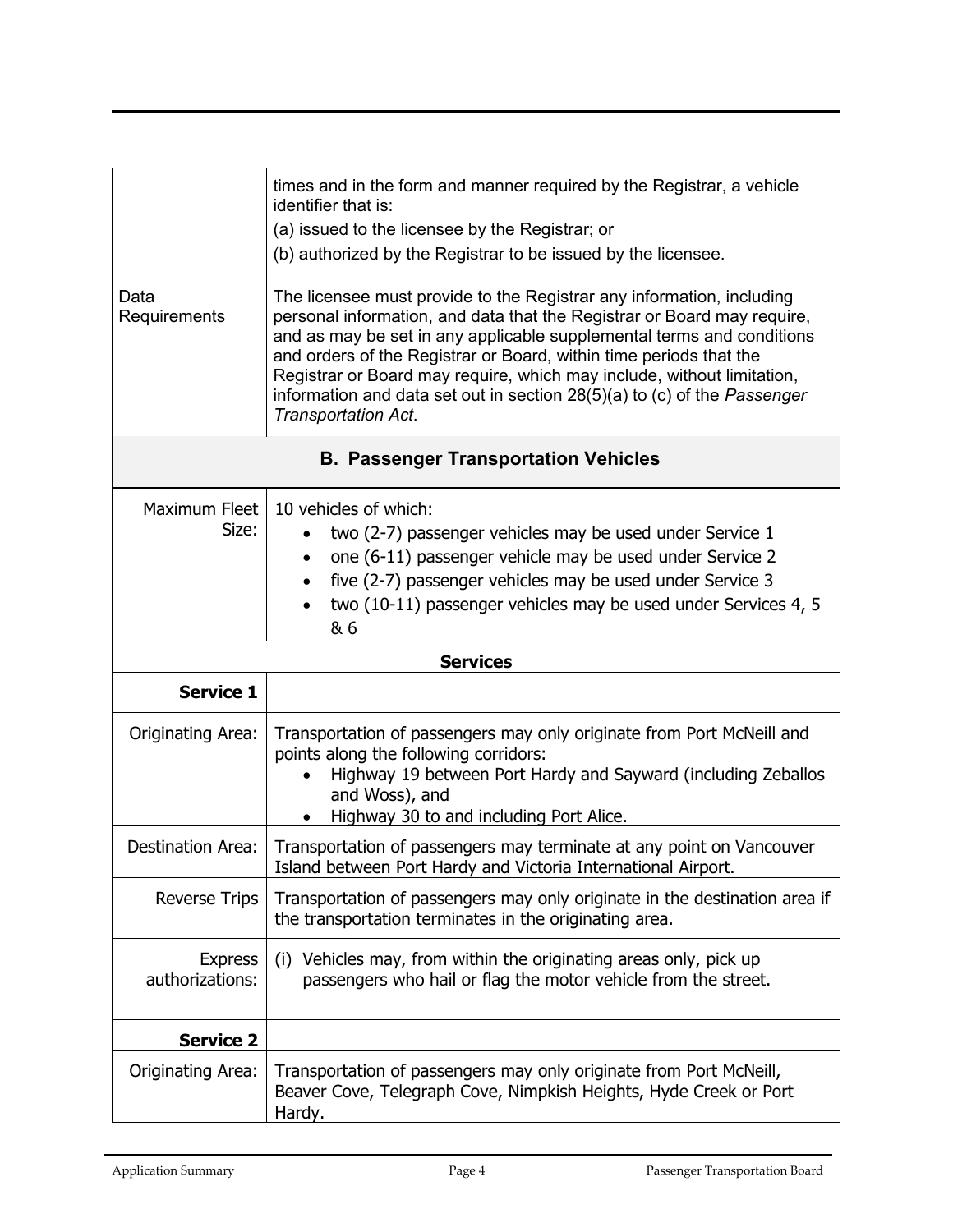| | |
|---|---|
| | times and in the form and manner required by the Registrar, a vehicle identifier that is:<br>(a) issued to the licensee by the Registrar; or<br>(b) authorized by the Registrar to be issued by the licensee. |
| Data Requirements | The licensee must provide to the Registrar any information, including personal information, and data that the Registrar or Board may require, and as may be set in any applicable supplemental terms and conditions and orders of the Registrar or Board, within time periods that the Registrar or Board may require, which may include, without limitation, information and data set out in section 28(5)(a) to (c) of the *Passenger Transportation Act*. |

## B. Passenger Transportation Vehicles

| | |
|---|---|
| Maximum Fleet Size: | 10 vehicles of which:<br>• two (2-7) passenger vehicles may be used under Service 1<br>• one (6-11) passenger vehicle may be used under Service 2<br>• five (2-7) passenger vehicles may be used under Service 3<br>• two (10-11) passenger vehicles may be used under Services 4, 5 & 6 |
| **Services** | |
| **Service 1** | |
| Originating Area: | Transportation of passengers may only originate from Port McNeill and points along the following corridors:<br>• Highway 19 between Port Hardy and Sayward (including Zeballos and Woss), and<br>• Highway 30 to and including Port Alice. |
| Destination Area: | Transportation of passengers may terminate at any point on Vancouver Island between Port Hardy and Victoria International Airport. |
| Reverse Trips | Transportation of passengers may only originate in the destination area if the transportation terminates in the originating area. |
| Express authorizations: | (i) Vehicles may, from within the originating areas only, pick up passengers who hail or flag the motor vehicle from the street. |
| **Service 2** | |
| Originating Area: | Transportation of passengers may only originate from Port McNeill, Beaver Cove, Telegraph Cove, Nimpkish Heights, Hyde Creek or Port Hardy. |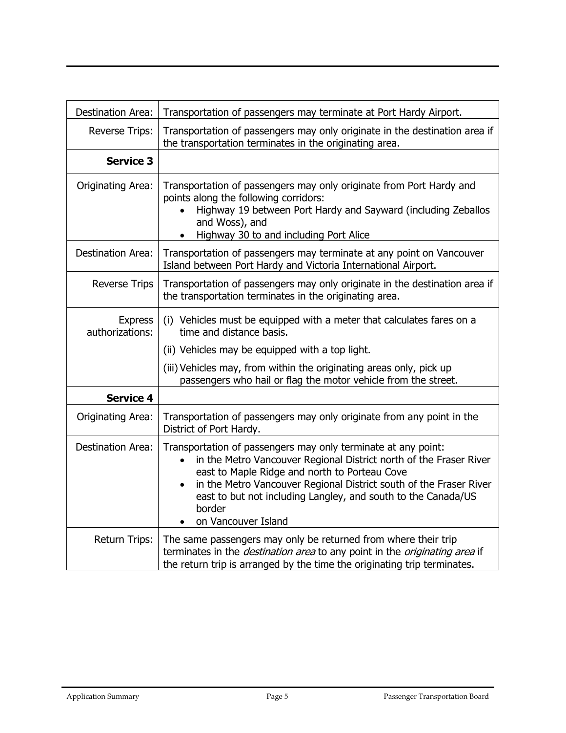| | |
|---|---|
| Destination Area: | Transportation of passengers may terminate at Port Hardy Airport. |
| Reverse Trips: | Transportation of passengers may only originate in the destination area if the transportation terminates in the originating area. |
| **Service 3** | |
| Originating Area: | Transportation of passengers may only originate from Port Hardy and points along the following corridors:<br>• Highway 19 between Port Hardy and Sayward (including Zeballos and Woss), and<br>• Highway 30 to and including Port Alice |
| Destination Area: | Transportation of passengers may terminate at any point on Vancouver Island between Port Hardy and Victoria International Airport. |
| Reverse Trips | Transportation of passengers may only originate in the destination area if the transportation terminates in the originating area. |
| Express authorizations: | (i) Vehicles must be equipped with a meter that calculates fares on a time and distance basis.<br>(ii) Vehicles may be equipped with a top light.<br>(iii) Vehicles may, from within the originating areas only, pick up passengers who hail or flag the motor vehicle from the street. |
| **Service 4** | |
| Originating Area: | Transportation of passengers may only originate from any point in the District of Port Hardy. |
| Destination Area: | Transportation of passengers may only terminate at any point:<br>• in the Metro Vancouver Regional District north of the Fraser River east to Maple Ridge and north to Porteau Cove<br>• in the Metro Vancouver Regional District south of the Fraser River east to but not including Langley, and south to the Canada/US border<br>• on Vancouver Island |
| Return Trips: | The same passengers may only be returned from where their trip terminates in the *destination area* to any point in the *originating area* if the return trip is arranged by the time the originating trip terminates. |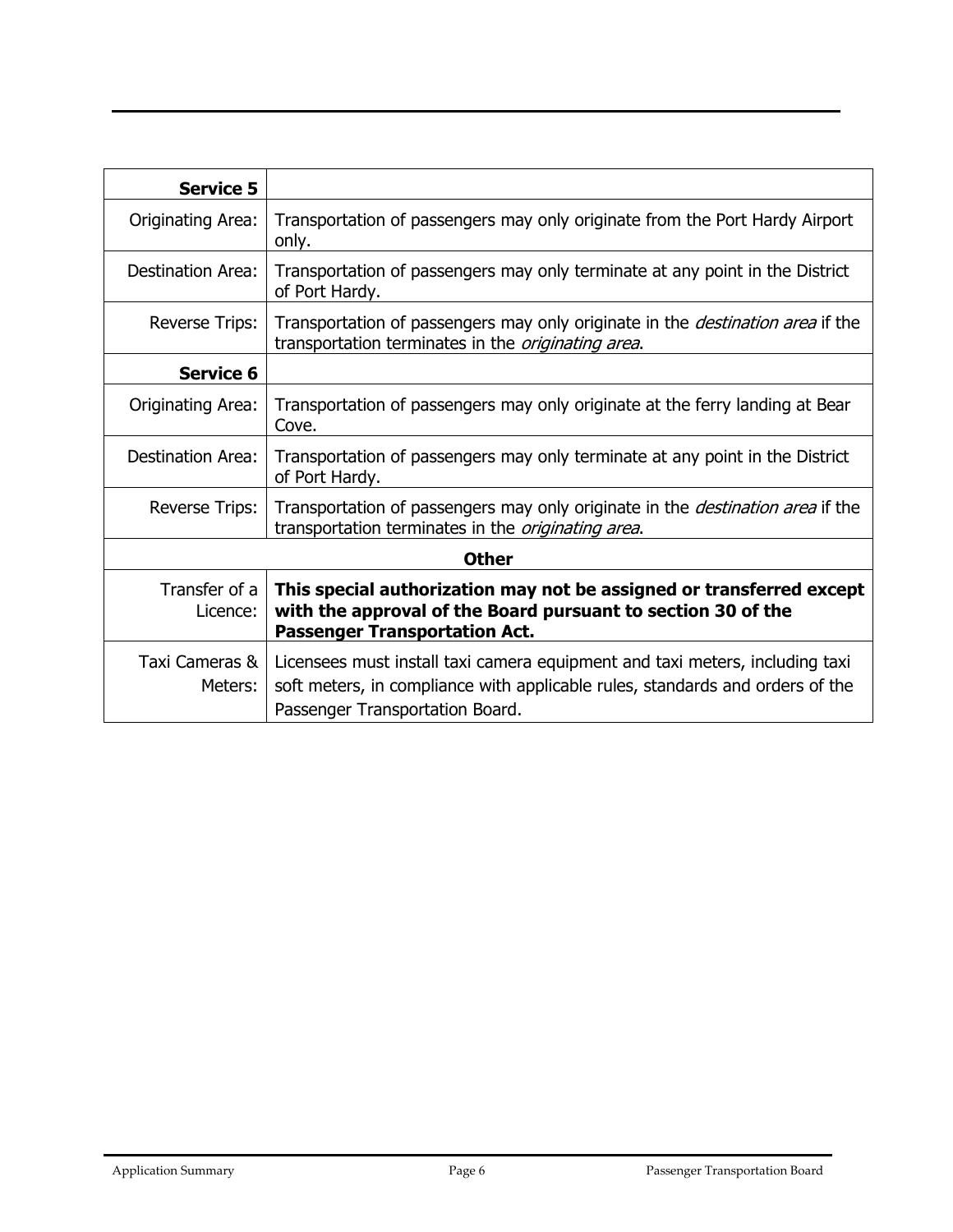| | |
|---|---|
| **Service 5** | |
| Originating Area: | Transportation of passengers may only originate from the Port Hardy Airport only. |
| Destination Area: | Transportation of passengers may only terminate at any point in the District of Port Hardy. |
| Reverse Trips: | Transportation of passengers may only originate in the *destination area* if the transportation terminates in the *originating area*. |
| **Service 6** | |
| Originating Area: | Transportation of passengers may only originate at the ferry landing at Bear Cove. |
| Destination Area: | Transportation of passengers may only terminate at any point in the District of Port Hardy. |
| Reverse Trips: | Transportation of passengers may only originate in the *destination area* if the transportation terminates in the *originating area*. |
| **Other** | |
| Transfer of a Licence: | **This special authorization may not be assigned or transferred except with the approval of the Board pursuant to section 30 of the Passenger Transportation Act.** |
| Taxi Cameras & Meters: | Licensees must install taxi camera equipment and taxi meters, including taxi soft meters, in compliance with applicable rules, standards and orders of the Passenger Transportation Board. |